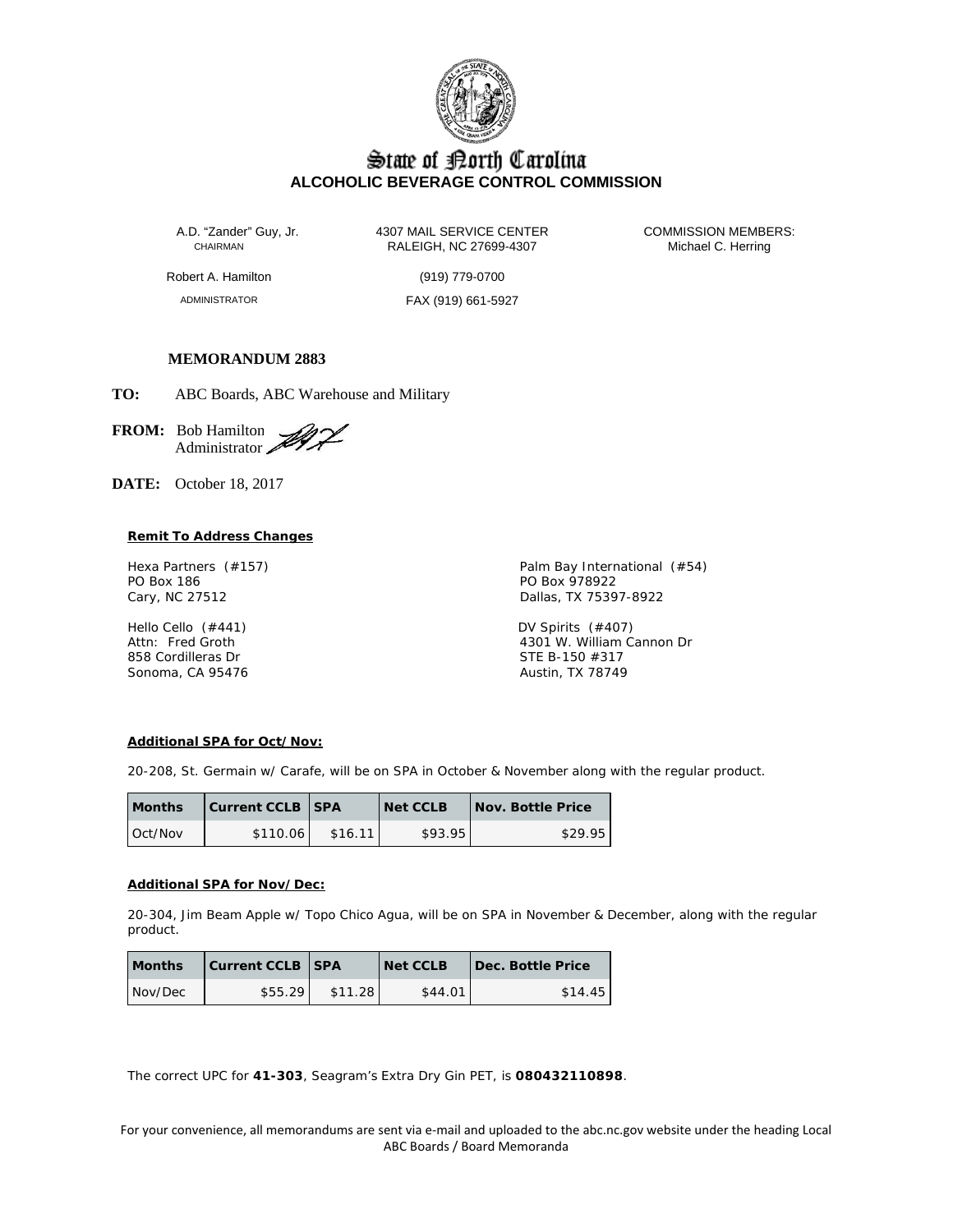# State of North Carolina
## ALCOHOLIC BEVERAGE CONTROL COMMISSION

A.D. "Zander" Guy, Jr.
CHAIRMAN

Robert A. Hamilton
ADMINISTRATOR

4307 MAIL SERVICE CENTER
RALEIGH, NC 27699-4307
(919) 779-0700
FAX (919) 661-5927

COMMISSION MEMBERS:
Michael C. Herring

**MEMORANDUM 2883**

**TO:** ABC Boards, ABC Warehouse and Military

**FROM:** Bob Hamilton
Administrator

**DATE:** October 18, 2017

**Remit To Address Changes**

Hexa Partners (#157)
PO Box 186
Cary, NC 27512

Palm Bay International (#54)
PO Box 978922
Dallas, TX 75397-8922

Hello Cello (#441)
Attn: Fred Groth
858 Cordilleras Dr
Sonoma, CA 95476

DV Spirits (#407)
4301 W. William Cannon Dr
STE B-150 #317
Austin, TX 78749

**Additional SPA for Oct/Nov:**

20-208, St. Germain w/ Carafe, will be on SPA in October & November along with the regular product.

| Months | Current CCLB | SPA | Net CCLB | Nov. Bottle Price |
|---|---|---|---|---|
| Oct/Nov | $110.06 | $16.11 | $93.95 | $29.95 |

**Additional SPA for Nov/Dec:**

20-304, Jim Beam Apple w/ Topo Chico Agua, will be on SPA in November & December, along with the regular product.

| Months | Current CCLB | SPA | Net CCLB | Dec. Bottle Price |
|---|---|---|---|---|
| Nov/Dec | $55.29 | $11.28 | $44.01 | $14.45 |

The correct UPC for **41-303**, Seagram's Extra Dry Gin PET, is **080432110898**.

For your convenience, all memorandums are sent via e-mail and uploaded to the abc.nc.gov website under the heading Local ABC Boards / Board Memoranda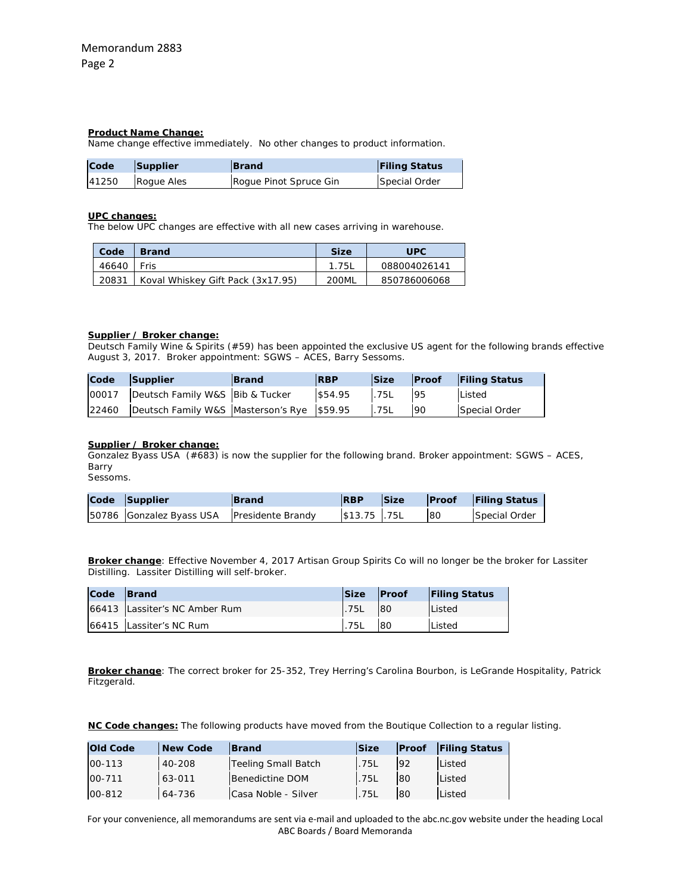**Product Name Change:**

Name change effective immediately. No other changes to product information.

| Code | Supplier | Brand | Filing Status |
|---|---|---|---|
| 41250 | Rogue Ales | Rogue Pinot Spruce Gin | Special Order |

**UPC changes:**

The below UPC changes are effective with all new cases arriving in warehouse.

| Code | Brand | Size | UPC |
|---|---|---|---|
| 46640 | Fris | 1.75L | 088004026141 |
| 20831 | Koval Whiskey Gift Pack (3x17.95) | 200ML | 850786006068 |

**Supplier / Broker change:**

Deutsch Family Wine & Spirits (#59) has been appointed the exclusive US agent for the following brands effective August 3, 2017. Broker appointment: SGWS – ACES, Barry Sessoms.

| Code | Supplier | Brand | RBP | Size | Proof | Filing Status |
|---|---|---|---|---|---|---|
| 00017 | Deutsch Family W&S | Bib & Tucker | $54.95 | .75L | 95 | Listed |
| 22460 | Deutsch Family W&S | Masterson's Rye | $59.95 | .75L | 90 | Special Order |

**Supplier / Broker change:**

Gonzalez Byass USA (#683) is now the supplier for the following brand. Broker appointment: SGWS – ACES, Barry Sessoms.

| Code | Supplier | Brand | RBP | Size | Proof | Filing Status |
|---|---|---|---|---|---|---|
| 50786 | Gonzalez Byass USA | Presidente Brandy | $13.75 | .75L | 80 | Special Order |

**Broker change**: Effective November 4, 2017 Artisan Group Spirits Co will no longer be the broker for Lassiter Distilling. Lassiter Distilling will self-broker.

| Code | Brand | Size | Proof | Filing Status |
|---|---|---|---|---|
| 66413 | Lassiter's NC Amber Rum | .75L | 80 | Listed |
| 66415 | Lassiter's NC Rum | .75L | 80 | Listed |

**Broker change**: The correct broker for 25-352, Trey Herring's Carolina Bourbon, is LeGrande Hospitality, Patrick Fitzgerald.

**NC Code changes:** The following products have moved from the Boutique Collection to a regular listing.

| Old Code | New Code | Brand | Size | Proof | Filing Status |
|---|---|---|---|---|---|
| 00-113 | 40-208 | Teeling Small Batch | .75L | 92 | Listed |
| 00-711 | 63-011 | Benedictine DOM | .75L | 80 | Listed |
| 00-812 | 64-736 | Casa Noble - Silver | .75L | 80 | Listed |

For your convenience, all memorandums are sent via e-mail and uploaded to the abc.nc.gov website under the heading Local ABC Boards / Board Memoranda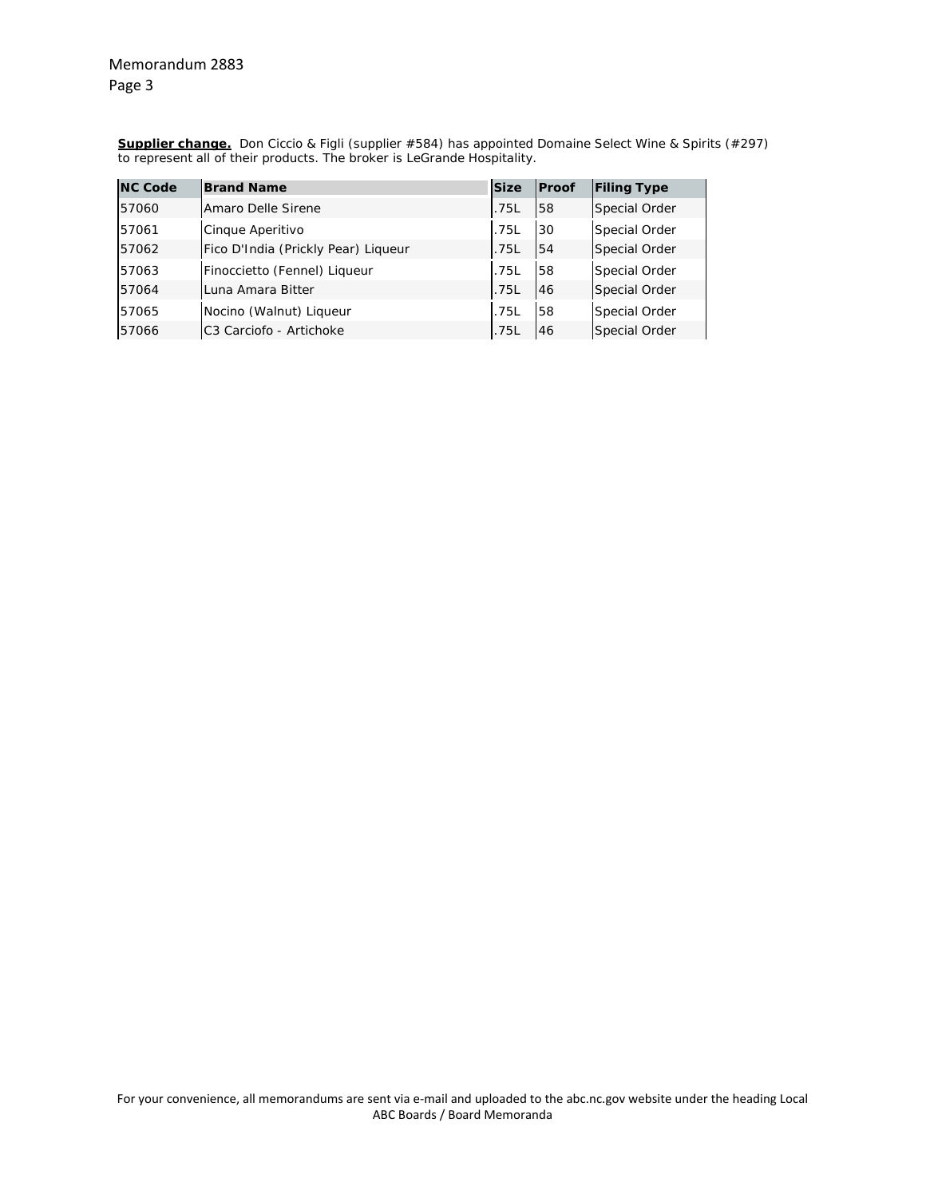**Supplier change.** Don Ciccio & Figli (supplier #584) has appointed Domaine Select Wine & Spirits (#297) to represent all of their products. The broker is LeGrande Hospitality.

| NC Code | Brand Name | Size | Proof | Filing Type |
|---|---|---|---|---|
| 57060 | Amaro Delle Sirene | .75L | 58 | Special Order |
| 57061 | Cinque Aperitivo | .75L | 30 | Special Order |
| 57062 | Fico D'India (Prickly Pear) Liqueur | .75L | 54 | Special Order |
| 57063 | Finoccietto (Fennel) Liqueur | .75L | 58 | Special Order |
| 57064 | Luna Amara Bitter | .75L | 46 | Special Order |
| 57065 | Nocino (Walnut) Liqueur | .75L | 58 | Special Order |
| 57066 | C3 Carciofo - Artichoke | .75L | 46 | Special Order |